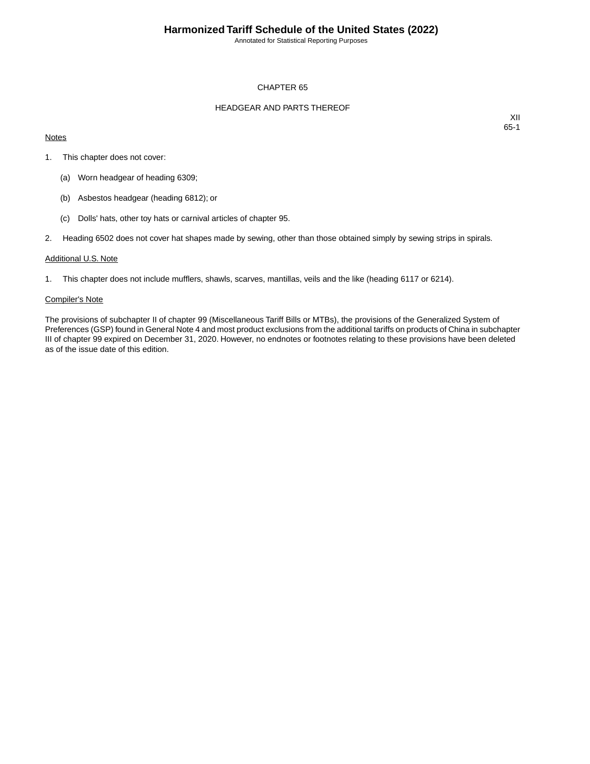# CHAPTER 65

## HEADGEAR AND PARTS THEREOF

XII
65-1

Notes

1. This chapter does not cover:

   (a) Worn headgear of heading 6309;

   (b) Asbestos headgear (heading 6812); or

   (c) Dolls' hats, other toy hats or carnival articles of chapter 95.

2. Heading 6502 does not cover hat shapes made by sewing, other than those obtained simply by sewing strips in spirals.

Additional U.S. Note

1. This chapter does not include mufflers, shawls, scarves, mantillas, veils and the like (heading 6117 or 6214).

Compiler's Note

The provisions of subchapter II of chapter 99 (Miscellaneous Tariff Bills or MTBs), the provisions of the Generalized System of Preferences (GSP) found in General Note 4 and most product exclusions from the additional tariffs on products of China in subchapter III of chapter 99 expired on December 31, 2020. However, no endnotes or footnotes relating to these provisions have been deleted as of the issue date of this edition.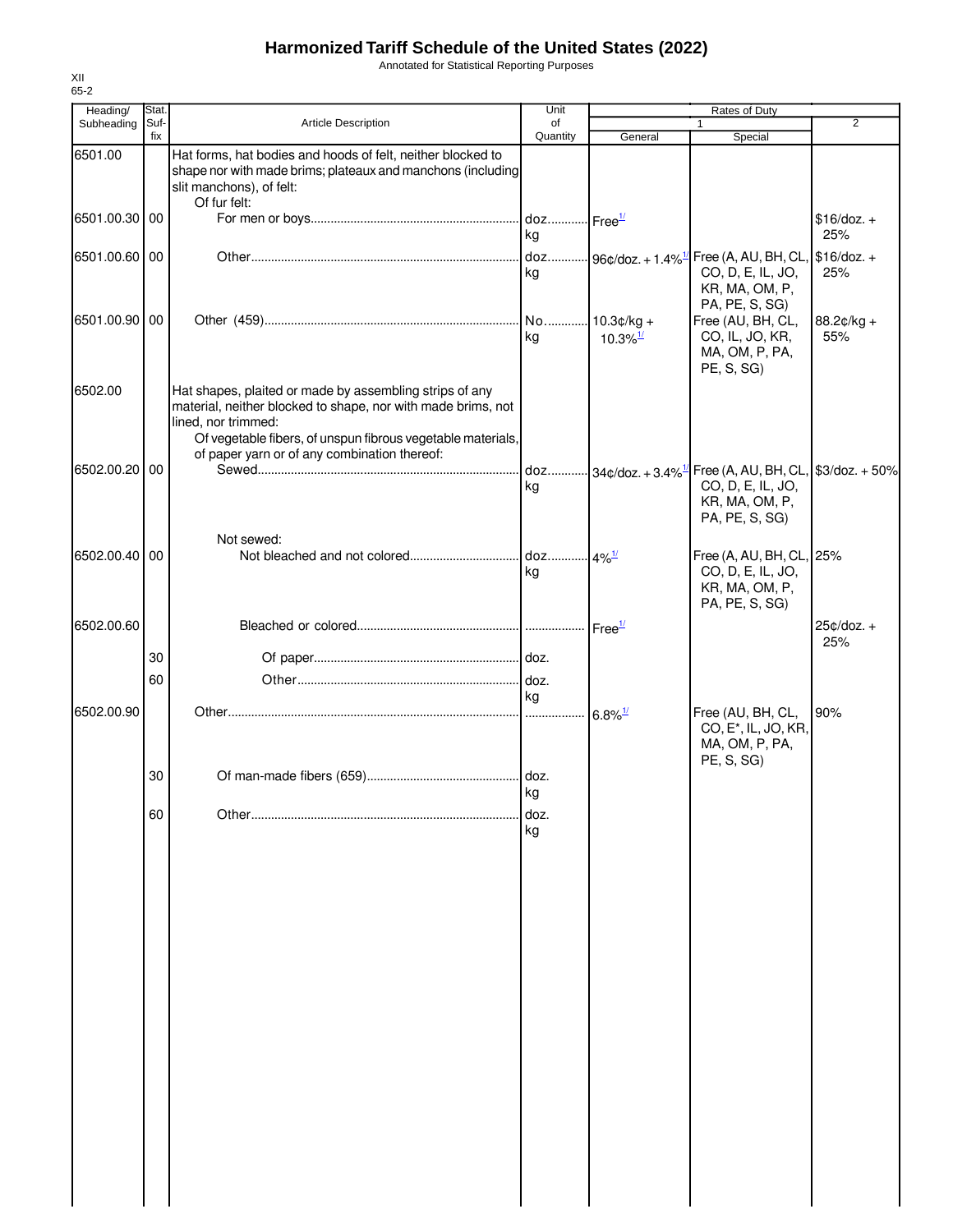# Harmonized Tariff Schedule of the United States (2022)

Annotated for Statistical Reporting Purposes

XII
65-2

| Heading/ Subheading | Stat. Suf- fix | Article Description | Unit of Quantity | Rates of Duty 1 General | Rates of Duty 1 Special | Rates of Duty 2 |
|---|---|---|---|---|---|---|
| 6501.00 | | Hat forms, hat bodies and hoods of felt, neither blocked to shape nor with made brims; plateaux and manchons (including slit manchons), of felt: | | | | |
| | | Of fur felt: | | | | |
| 6501.00.30 | 00 | For men or boys | doz. kg | Free[1/] | | $16/doz. + 25% |
| 6501.00.60 | 00 | Other | doz. kg | 96¢/doz. + 1.4%[1/] | Free (A, AU, BH, CL, CO, D, E, IL, JO, KR, MA, OM, P, PA, PE, S, SG) | $16/doz. + 25% |
| 6501.00.90 | 00 | Other (459) | No. kg | 10.3¢/kg + 10.3%[1/] | Free (AU, BH, CL, CO, IL, JO, KR, MA, OM, P, PA, PE, S, SG) | 88.2¢/kg + 55% |
| 6502.00 | | Hat shapes, plaited or made by assembling strips of any material, neither blocked to shape, nor with made brims, not lined, nor trimmed: | | | | |
| | | Of vegetable fibers, of unspun fibrous vegetable materials, of paper yarn or of any combination thereof: | | | | |
| 6502.00.20 | 00 | Sewed | doz. kg | 34¢/doz. + 3.4%[1/] | Free (A, AU, BH, CL, CO, D, E, IL, JO, KR, MA, OM, P, PA, PE, S, SG) | $3/doz. + 50% |
| | | Not sewed: | | | | |
| 6502.00.40 | 00 | Not bleached and not colored | doz. kg | 4%[1/] | Free (A, AU, BH, CL, CO, D, E, IL, JO, KR, MA, OM, P, PA, PE, S, SG) | 25% |
| 6502.00.60 | | Bleached or colored | | Free[1/] | | 25¢/doz. + 25% |
| | 30 | Of paper | doz. | | | |
| | 60 | Other | doz. kg | | | |
| 6502.00.90 | | Other | | 6.8%[1/] | Free (AU, BH, CL, CO, E*, IL, JO, KR, MA, OM, P, PA, PE, S, SG) | 90% |
| | 30 | Of man-made fibers (659) | doz. kg | | | |
| | 60 | Other | doz. kg | | | |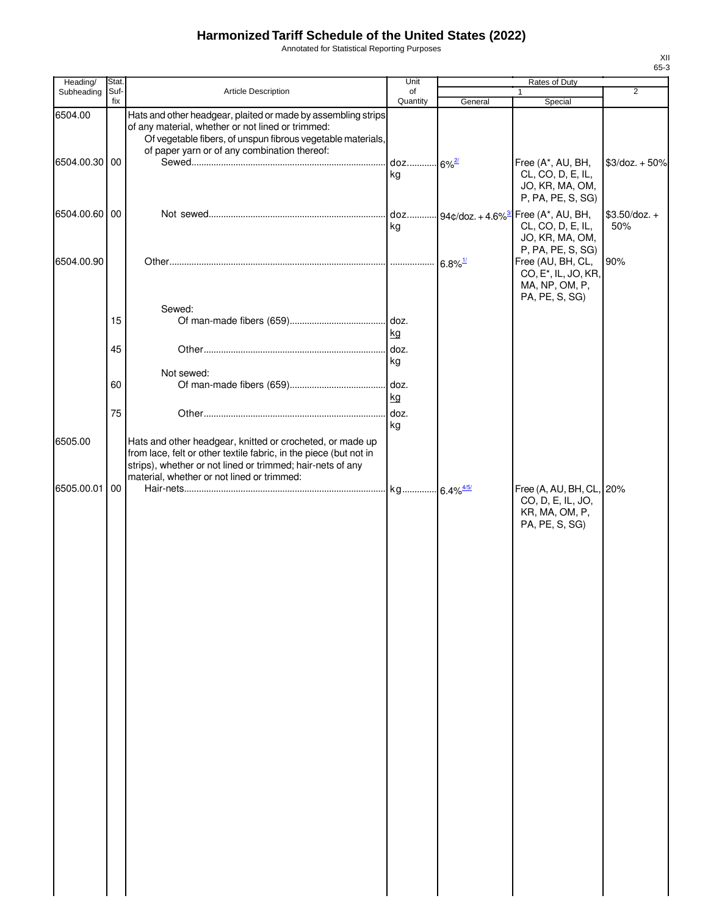# Harmonized Tariff Schedule of the United States (2022)

Annotated for Statistical Reporting Purposes

XII
65-3

| Heading/ Subheading | Stat. Suf- fix | Article Description | Unit of Quantity | Rates of Duty 1 General | Special | 2 |
|---|---|---|---|---|---|---|
| 6504.00 | | Hats and other headgear, plaited or made by assembling strips of any material, whether or not lined or trimmed: | | | | |
| | | Of vegetable fibers, of unspun fibrous vegetable materials, of paper yarn or of any combination thereof: | | | | |
| 6504.00.30 | 00 | Sewed | doz. kg | 6%[2/] | Free (A*, AU, BH, CL, CO, D, E, IL, JO, KR, MA, OM, P, PA, PE, S, SG) | $3/doz. + 50% |
| 6504.00.60 | 00 | Not sewed | doz. kg | 94¢/doz. + 4.6%[3/] | Free (A*, AU, BH, CL, CO, D, E, IL, JO, KR, MA, OM, P, PA, PE, S, SG) | $3.50/doz. + 50% |
| 6504.00.90 | | Other | | 6.8%[1/] | Free (AU, BH, CL, CO, E*, IL, JO, KR, MA, NP, OM, P, PA, PE, S, SG) | 90% |
| | | Sewed: | | | | |
| | 15 | Of man-made fibers (659) | doz. kg | | | |
| | 45 | Other | doz. kg | | | |
| | | Not sewed: | | | | |
| | 60 | Of man-made fibers (659) | doz. kg | | | |
| | 75 | Other | doz. kg | | | |
| 6505.00 | | Hats and other headgear, knitted or crocheted, or made up from lace, felt or other textile fabric, in the piece (but not in strips), whether or not lined or trimmed; hair-nets of any material, whether or not lined or trimmed: | | | | |
| 6505.00.01 | 00 | Hair-nets | kg | 6.4%[4/5/] | Free (A, AU, BH, CL, CO, D, E, IL, JO, KR, MA, OM, P, PA, PE, S, SG) | 20% |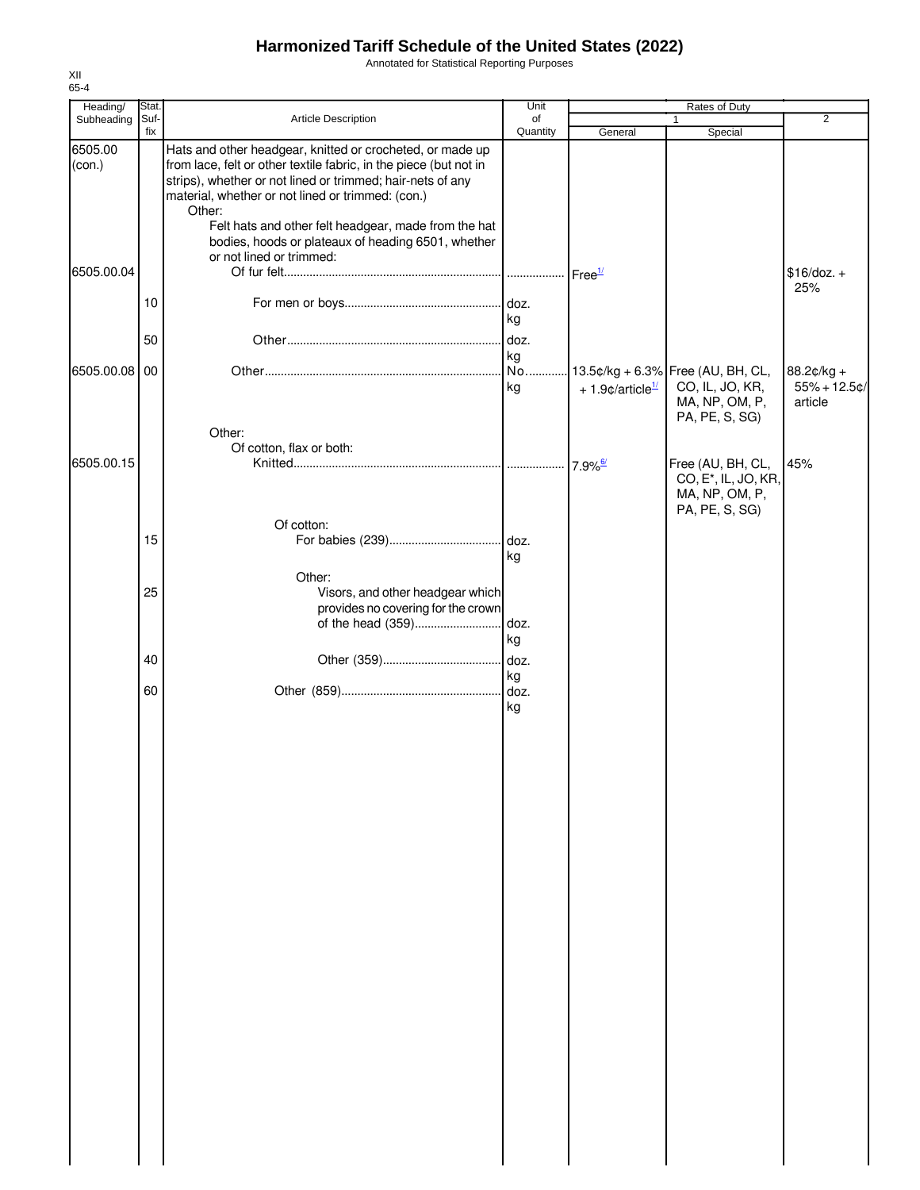# Harmonized Tariff Schedule of the United States (2022)

Annotated for Statistical Reporting Purposes

XII
65-4

| Heading/ Subheading | Stat. Suf- fix | Article Description | Unit of Quantity | Rates of Duty 1 General | Special | 2 |
|---|---|---|---|---|---|---|
| 6505.00 (con.) | | Hats and other headgear, knitted or crocheted, or made up from lace, felt or other textile fabric, in the piece (but not in strips), whether or not lined or trimmed; hair-nets of any material, whether or not lined or trimmed: (con.) | | | | |
| | | Other: | | | | |
| | | Felt hats and other felt headgear, made from the hat bodies, hoods or plateaux of heading 6501, whether or not lined or trimmed: | | | | |
| 6505.00.04 | | Of fur felt | | Free[1/] | | $16/doz. + 25% |
| | 10 | For men or boys | doz. kg | | | |
| | 50 | Other | doz. kg | | | |
| 6505.00.08 | 00 | Other | No. kg | 13.5¢/kg + 6.3% + 1.9¢/article[1/] | Free (AU, BH, CL, CO, IL, JO, KR, MA, NP, OM, P, PA, PE, S, SG) | 88.2¢/kg + 55% + 12.5¢/ article |
| | | Other: | | | | |
| | | Of cotton, flax or both: | | | | |
| 6505.00.15 | | Knitted | | 7.9%[6/] | Free (AU, BH, CL, CO, E*, IL, JO, KR, MA, NP, OM, P, PA, PE, S, SG) | 45% |
| | | Of cotton: | | | | |
| | 15 | For babies (239) | doz. kg | | | |
| | | Other: | | | | |
| | 25 | Visors, and other headgear which provides no covering for the crown of the head (359) | doz. kg | | | |
| | 40 | Other (359) | doz. kg | | | |
| | 60 | Other (859) | doz. kg | | | |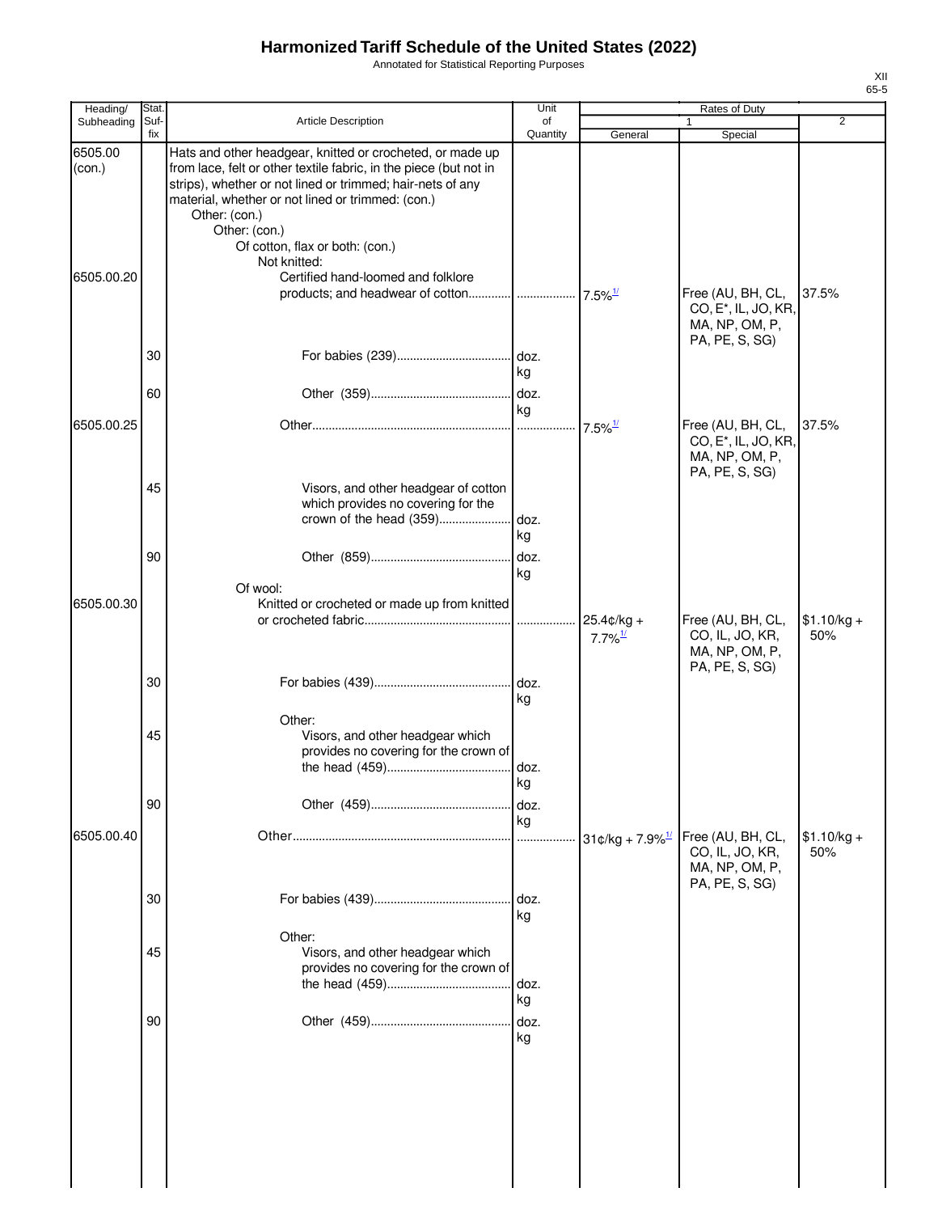# Harmonized Tariff Schedule of the United States (2022)

Annotated for Statistical Reporting Purposes

| Heading/ Subheading | Stat. Suf- fix | Article Description | Unit of Quantity | Rates of Duty | | |
|---|---|---|---|---|---|---|
| | | | | 1 | | 2 |
| | | | | General | Special | |
| 6505.00 (con.) | | Hats and other headgear, knitted or crocheted, or made up from lace, felt or other textile fabric, in the piece (but not in strips), whether or not lined or trimmed; hair-nets of any material, whether or not lined or trimmed: (con.) | | | | |
| | | Other: (con.) | | | | |
| | | Other: (con.) | | | | |
| | | Of cotton, flax or both: (con.) | | | | |
| | | Not knitted: | | | | |
| 6505.00.20 | | Certified hand-loomed and folklore products; and headwear of cotton | | 7.5%[1/] | Free (AU, BH, CL, CO, E*, IL, JO, KR, MA, NP, OM, P, PA, PE, S, SG) | 37.5% |
| | 30 | For babies (239) | doz. kg | | | |
| | 60 | Other (359) | doz. kg | | | |
| 6505.00.25 | | Other | | 7.5%[1/] | Free (AU, BH, CL, CO, E*, IL, JO, KR, MA, NP, OM, P, PA, PE, S, SG) | 37.5% |
| | 45 | Visors, and other headgear of cotton which provides no covering for the crown of the head (359) | doz. kg | | | |
| | 90 | Other (859) | doz. kg | | | |
| | | Of wool: | | | | |
| 6505.00.30 | | Knitted or crocheted or made up from knitted or crocheted fabric | | 25.4¢/kg + 7.7%[1/] | Free (AU, BH, CL, CO, IL, JO, KR, MA, NP, OM, P, PA, PE, S, SG) | $1.10/kg + 50% |
| | 30 | For babies (439) | doz. kg | | | |
| | | Other: | | | | |
| | 45 | Visors, and other headgear which provides no covering for the crown of the head (459) | doz. kg | | | |
| | 90 | Other (459) | doz. kg | | | |
| 6505.00.40 | | Other | | 31¢/kg + 7.9%[1/] | Free (AU, BH, CL, CO, IL, JO, KR, MA, NP, OM, P, PA, PE, S, SG) | $1.10/kg + 50% |
| | 30 | For babies (439) | doz. kg | | | |
| | | Other: | | | | |
| | 45 | Visors, and other headgear which provides no covering for the crown of the head (459) | doz. kg | | | |
| | 90 | Other (459) | doz. kg | | | |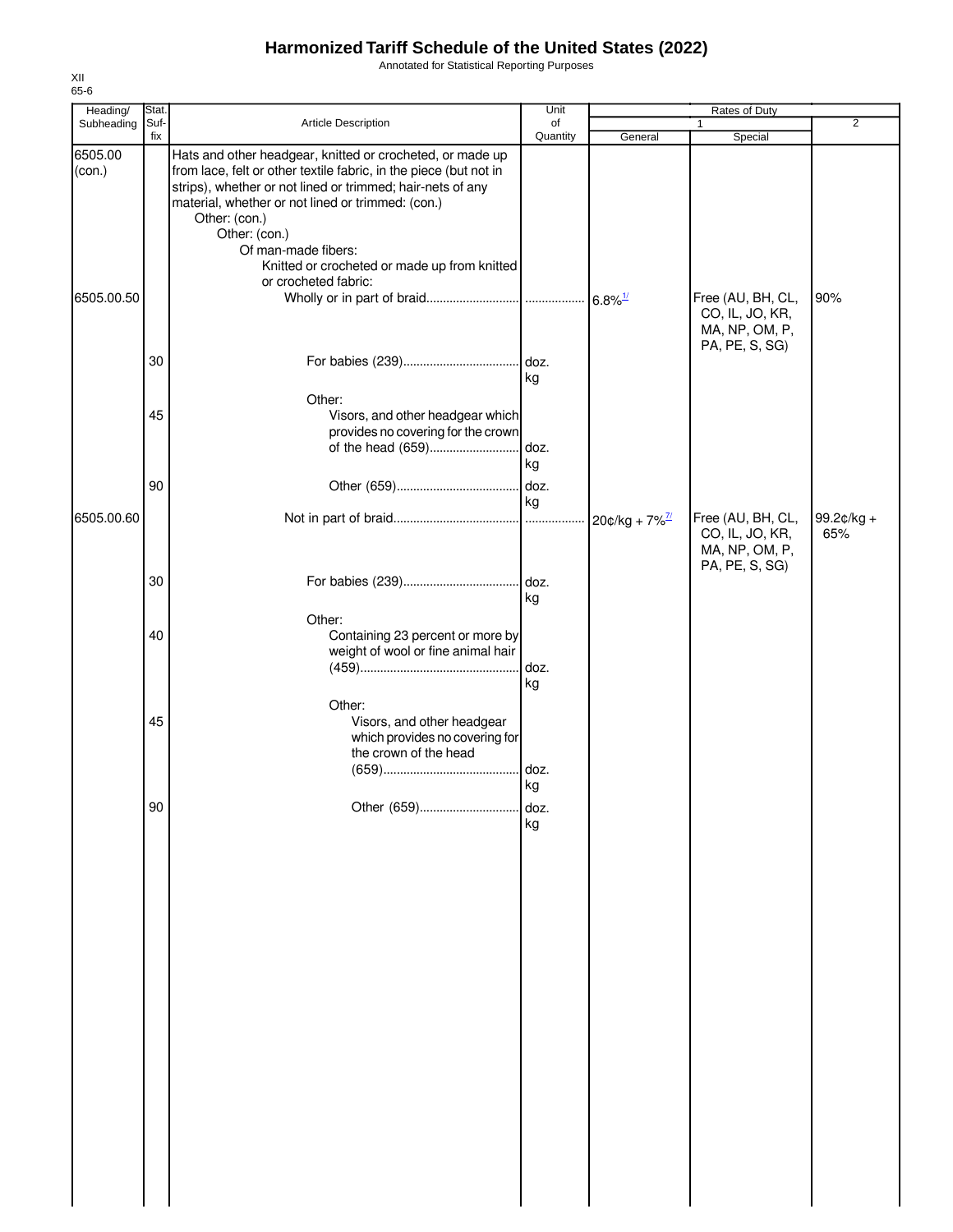# Harmonized Tariff Schedule of the United States (2022)

Annotated for Statistical Reporting Purposes

XII
65-6

| Heading/ Subheading | Stat. Suf- fix | Article Description | Unit of Quantity | Rates of Duty 1 General | Special | 2 |
|---|---|---|---|---|---|---|
| 6505.00 (con.) | | Hats and other headgear, knitted or crocheted, or made up from lace, felt or other textile fabric, in the piece (but not in strips), whether or not lined or trimmed; hair-nets of any material, whether or not lined or trimmed: (con.) | | | | |
| | | Other: (con.) | | | | |
| | | Other: (con.) | | | | |
| | | Of man-made fibers: | | | | |
| | | Knitted or crocheted or made up from knitted or crocheted fabric: | | | | |
| 6505.00.50 | | Wholly or in part of braid | | 6.8%[1/] | Free (AU, BH, CL, CO, IL, JO, KR, MA, NP, OM, P, PA, PE, S, SG) | 90% |
| | 30 | For babies (239) | doz. kg | | | |
| | | Other: | | | | |
| | 45 | Visors, and other headgear which provides no covering for the crown of the head (659) | doz. kg | | | |
| | 90 | Other (659) | doz. kg | | | |
| 6505.00.60 | | Not in part of braid | | 20¢/kg + 7%[7/] | Free (AU, BH, CL, CO, IL, JO, KR, MA, NP, OM, P, PA, PE, S, SG) | 99.2¢/kg + 65% |
| | 30 | For babies (239) | doz. kg | | | |
| | | Other: | | | | |
| | 40 | Containing 23 percent or more by weight of wool or fine animal hair (459) | doz. kg | | | |
| | | Other: | | | | |
| | 45 | Visors, and other headgear which provides no covering for the crown of the head (659) | doz. kg | | | |
| | 90 | Other (659) | doz. kg | | | |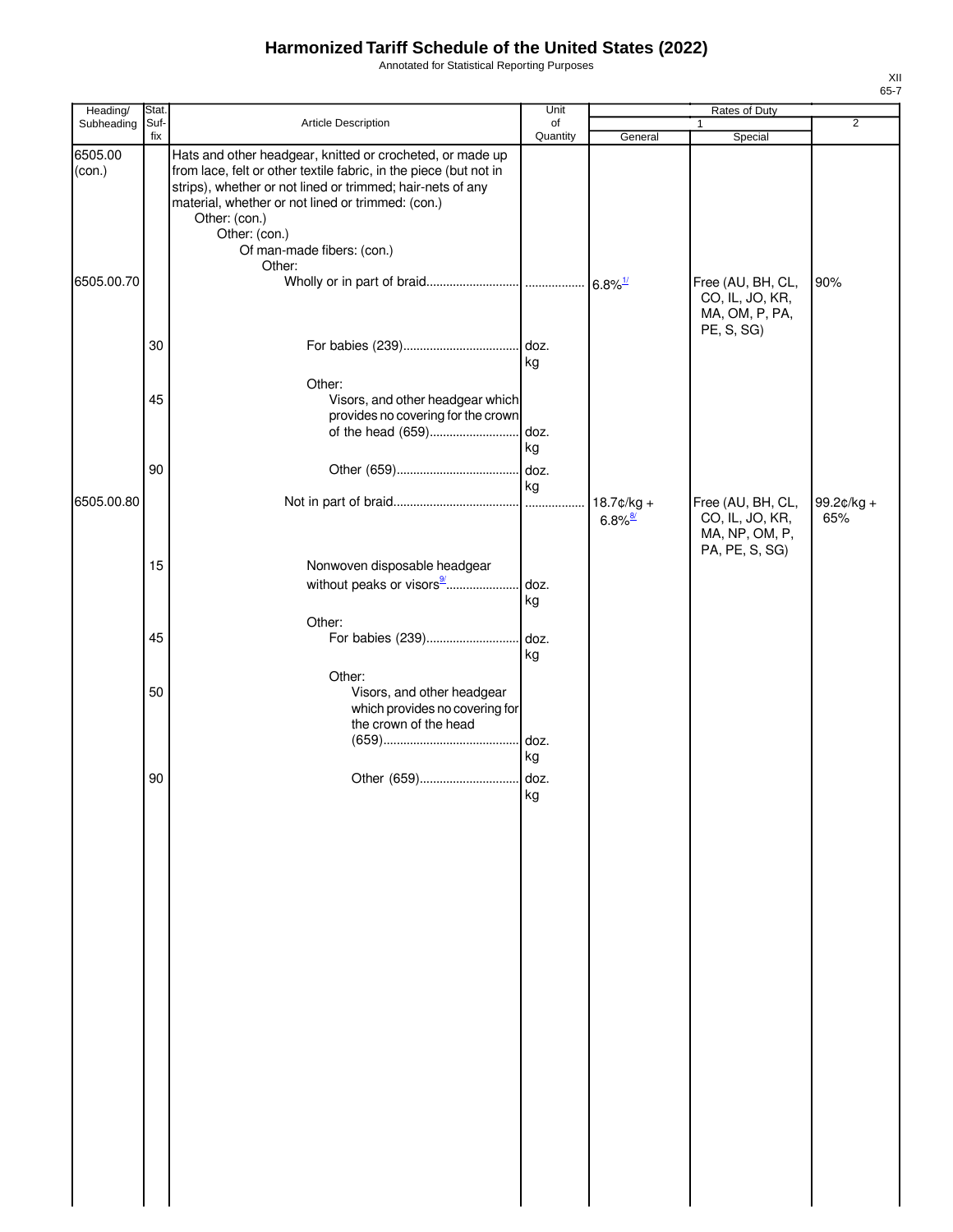# Harmonized Tariff Schedule of the United States (2022)

Annotated for Statistical Reporting Purposes

XII
65-7

| Heading/ Subheading | Stat. Suf- fix | Article Description | Unit of Quantity | Rates of Duty 1 General | Rates of Duty 1 Special | Rates of Duty 2 |
|---|---|---|---|---|---|---|
| 6505.00 (con.) | | Hats and other headgear, knitted or crocheted, or made up from lace, felt or other textile fabric, in the piece (but not in strips), whether or not lined or trimmed; hair-nets of any material, whether or not lined or trimmed: (con.) | | | | |
| | | Other: (con.) | | | | |
| | | Other: (con.) | | | | |
| | | Of man-made fibers: (con.) | | | | |
| | | Other: | | | | |
| 6505.00.70 | | Wholly or in part of braid | | 6.8%[1/] | Free (AU, BH, CL, CO, IL, JO, KR, MA, OM, P, PA, PE, S, SG) | 90% |
| | 30 | For babies (239) | doz. kg | | | |
| | | Other: | | | | |
| | 45 | Visors, and other headgear which provides no covering for the crown of the head (659) | doz. kg | | | |
| | 90 | Other (659) | doz. kg | | | |
| 6505.00.80 | | Not in part of braid | | 18.7¢/kg + 6.8%[8/] | Free (AU, BH, CL, CO, IL, JO, KR, MA, NP, OM, P, PA, PE, S, SG) | 99.2¢/kg + 65% |
| | 15 | Nonwoven disposable headgear without peaks or visors[9/] | doz. kg | | | |
| | | Other: | | | | |
| | 45 | For babies (239) | doz. kg | | | |
| | | Other: | | | | |
| | 50 | Visors, and other headgear which provides no covering for the crown of the head (659) | doz. kg | | | |
| | 90 | Other (659) | doz. kg | | | |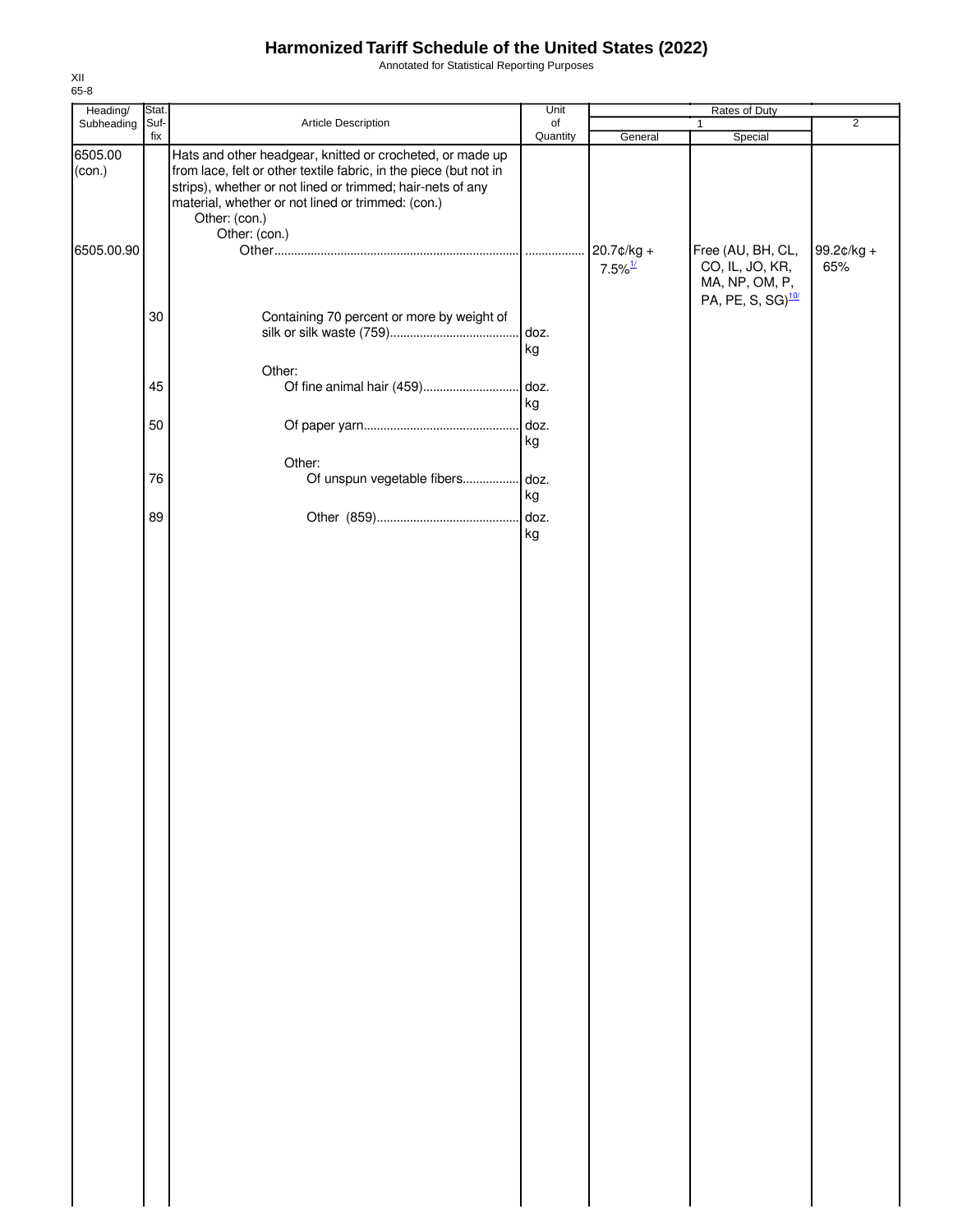# Harmonized Tariff Schedule of the United States (2022)

Annotated for Statistical Reporting Purposes

XII
65-8

| Heading/ Subheading | Stat. Suf- fix | Article Description | Unit of Quantity | Rates of Duty 1 General | Special | 2 |
|---|---|---|---|---|---|---|
| 6505.00 (con.) | | Hats and other headgear, knitted or crocheted, or made up from lace, felt or other textile fabric, in the piece (but not in strips), whether or not lined or trimmed; hair-nets of any material, whether or not lined or trimmed: (con.) | | | | |
| | | Other: (con.) | | | | |
| | | Other: (con.) | | | | |
| 6505.00.90 | | Other | | 20.7¢/kg + 7.5%[1/] | Free (AU, BH, CL, CO, IL, JO, KR, MA, NP, OM, P, PA, PE, S, SG)[10/] | 99.2¢/kg + 65% |
| | 30 | Containing 70 percent or more by weight of silk or silk waste (759) | doz. kg | | | |
| | | Other: | | | | |
| | 45 | Of fine animal hair (459) | doz. kg | | | |
| | 50 | Of paper yarn | doz. kg | | | |
| | | Other: | | | | |
| | 76 | Of unspun vegetable fibers | doz. kg | | | |
| | 89 | Other (859) | doz. kg | | | |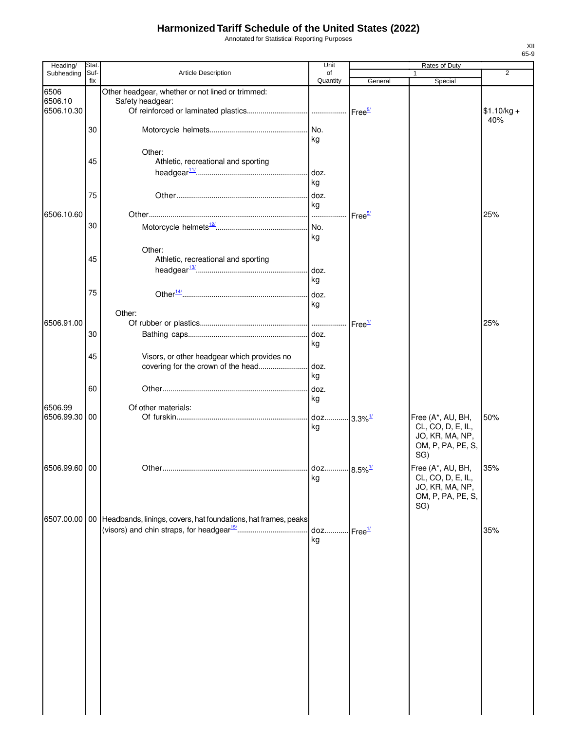# Harmonized Tariff Schedule of the United States (2022)

Annotated for Statistical Reporting Purposes

XII
65-9

| Heading/ Subheading | Stat. Suf- fix | Article Description | Unit of Quantity | Rates of Duty 1 General | Special | 2 |
|---|---|---|---|---|---|---|
| 6506 | | Other headgear, whether or not lined or trimmed: | | | | |
| 6506.10 | | Safety headgear: | | | | |
| 6506.10.30 | | Of reinforced or laminated plastics | | Free[5/] | | $1.10/kg + 40% |
| | 30 | Motorcycle helmets | No. kg | | | |
| | | Other: | | | | |
| | 45 | Athletic, recreational and sporting headgear[11/] | doz. kg | | | |
| | 75 | Other | doz. kg | | | |
| 6506.10.60 | | Other | | Free[5/] | | 25% |
| | 30 | Motorcycle helmets[12/] | No. kg | | | |
| | | Other: | | | | |
| | 45 | Athletic, recreational and sporting headgear[13/] | doz. kg | | | |
| | 75 | Other[14/] | doz. kg | | | |
| | | Other: | | | | |
| 6506.91.00 | | Of rubber or plastics | | Free[1/] | | 25% |
| | 30 | Bathing caps | doz. kg | | | |
| | 45 | Visors, or other headgear which provides no covering for the crown of the head | doz. kg | | | |
| | 60 | Other | doz. kg | | | |
| 6506.99 | | Of other materials: | | | | |
| 6506.99.30 | 00 | Of furskin | doz. kg | 3.3%[1/] | Free (A*, AU, BH, CL, CO, D, E, IL, JO, KR, MA, NP, OM, P, PA, PE, S, SG) | 50% |
| 6506.99.60 | 00 | Other | doz. kg | 8.5%[1/] | Free (A*, AU, BH, CL, CO, D, E, IL, JO, KR, MA, NP, OM, P, PA, PE, S, SG) | 35% |
| 6507.00.00 | 00 | Headbands, linings, covers, hat foundations, hat frames, peaks (visors) and chin straps, for headgear[15/] | doz. kg | Free[1/] | | 35% |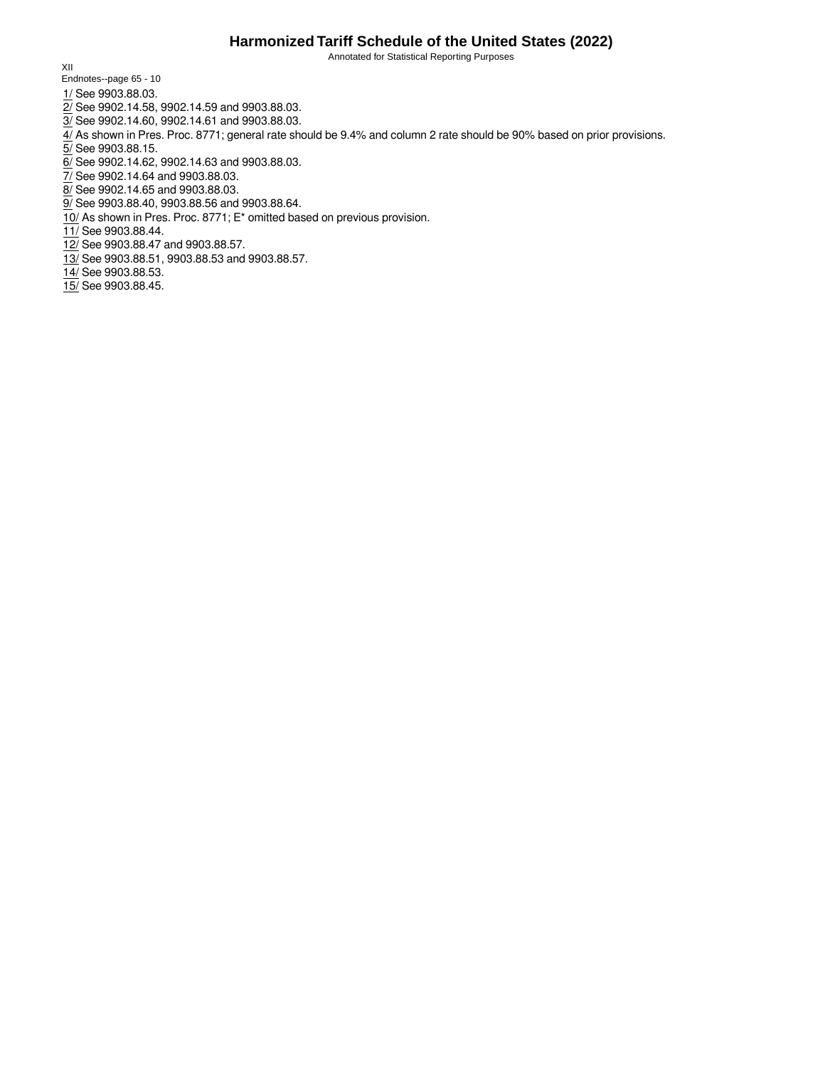XII

Endnotes--page 65 - 10

1/ See 9903.88.03.

2/ See 9902.14.58, 9902.14.59 and 9903.88.03.

3/ See 9902.14.60, 9902.14.61 and 9903.88.03.

4/ As shown in Pres. Proc. 8771; general rate should be 9.4% and column 2 rate should be 90% based on prior provisions.

5/ See 9903.88.15.

6/ See 9902.14.62, 9902.14.63 and 9903.88.03.

7/ See 9902.14.64 and 9903.88.03.

8/ See 9902.14.65 and 9903.88.03.

9/ See 9903.88.40, 9903.88.56 and 9903.88.64.

10/ As shown in Pres. Proc. 8771; E* omitted based on previous provision.

11/ See 9903.88.44.

12/ See 9903.88.47 and 9903.88.57.

13/ See 9903.88.51, 9903.88.53 and 9903.88.57.

14/ See 9903.88.53.

15/ See 9903.88.45.